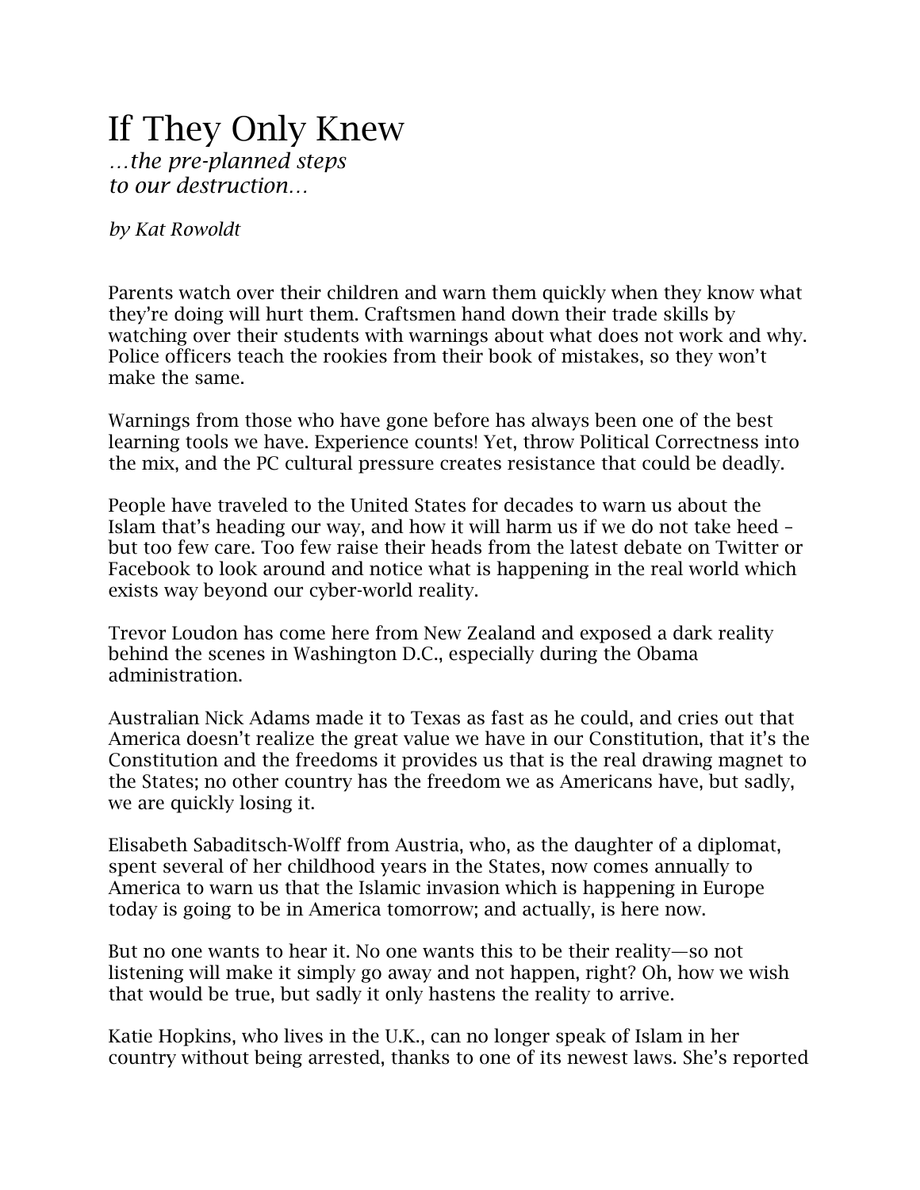# If They Only Knew

*…the pre-planned steps to our destruction…*

*by Kat Rowoldt*

Parents watch over their children and warn them quickly when they know what they're doing will hurt them. Craftsmen hand down their trade skills by watching over their students with warnings about what does not work and why. Police officers teach the rookies from their book of mistakes, so they won't make the same.

Warnings from those who have gone before has always been one of the best learning tools we have. Experience counts! Yet, throw Political Correctness into the mix, and the PC cultural pressure creates resistance that could be deadly.

People have traveled to the United States for decades to warn us about the Islam that's heading our way, and how it will harm us if we do not take heed – but too few care. Too few raise their heads from the latest debate on Twitter or Facebook to look around and notice what is happening in the real world which exists way beyond our cyber-world reality.

Trevor Loudon has come here from New Zealand and exposed a dark reality behind the scenes in Washington D.C., especially during the Obama administration.

Australian Nick Adams made it to Texas as fast as he could, and cries out that America doesn't realize the great value we have in our Constitution, that it's the Constitution and the freedoms it provides us that is the real drawing magnet to the States; no other country has the freedom we as Americans have, but sadly, we are quickly losing it.

Elisabeth Sabaditsch-Wolff from Austria, who, as the daughter of a diplomat, spent several of her childhood years in the States, now comes annually to America to warn us that the Islamic invasion which is happening in Europe today is going to be in America tomorrow; and actually, is here now.

But no one wants to hear it. No one wants this to be their reality—so not listening will make it simply go away and not happen, right? Oh, how we wish that would be true, but sadly it only hastens the reality to arrive.

Katie Hopkins, who lives in the U.K., can no longer speak of Islam in her country without being arrested, thanks to one of its newest laws. She's reported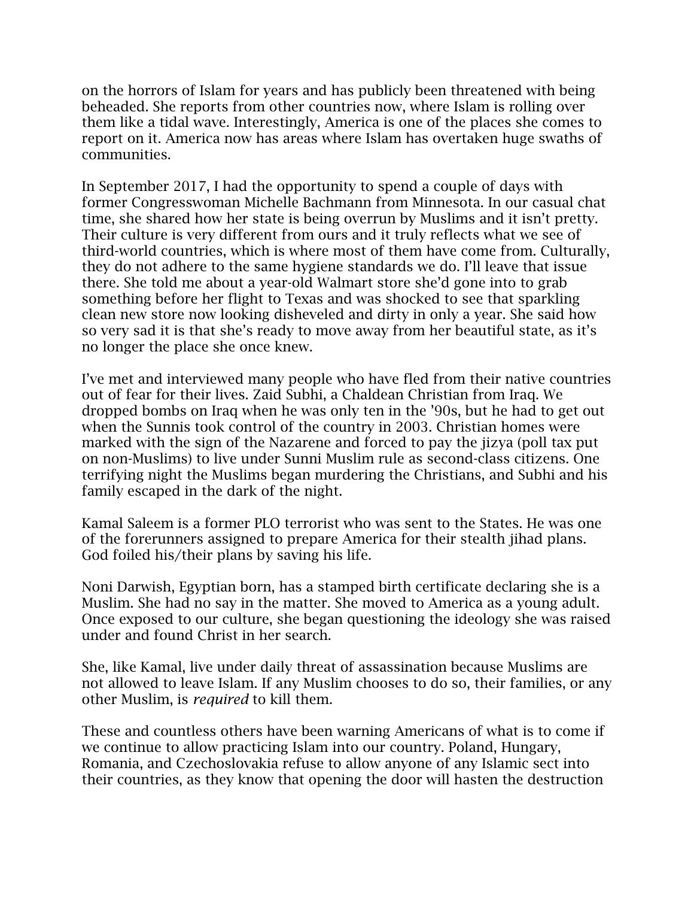on the horrors of Islam for years and has publicly been threatened with being beheaded. She reports from other countries now, where Islam is rolling over them like a tidal wave. Interestingly, America is one of the places she comes to report on it. America now has areas where Islam has overtaken huge swaths of communities.

In September 2017, I had the opportunity to spend a couple of days with former Congresswoman Michelle Bachmann from Minnesota. In our casual chat time, she shared how her state is being overrun by Muslims and it isn't pretty. Their culture is very different from ours and it truly reflects what we see of third-world countries, which is where most of them have come from. Culturally, they do not adhere to the same hygiene standards we do. I'll leave that issue there. She told me about a year-old Walmart store she'd gone into to grab something before her flight to Texas and was shocked to see that sparkling clean new store now looking disheveled and dirty in only a year. She said how so very sad it is that she's ready to move away from her beautiful state, as it's no longer the place she once knew.

I've met and interviewed many people who have fled from their native countries out of fear for their lives. Zaid Subhi, a Chaldean Christian from Iraq. We dropped bombs on Iraq when he was only ten in the '90s, but he had to get out when the Sunnis took control of the country in 2003. Christian homes were marked with the sign of the Nazarene and forced to pay the jizya (poll tax put on non-Muslims) to live under Sunni Muslim rule as second-class citizens. One terrifying night the Muslims began murdering the Christians, and Subhi and his family escaped in the dark of the night.

Kamal Saleem is a former PLO terrorist who was sent to the States. He was one of the forerunners assigned to prepare America for their stealth jihad plans. God foiled his/their plans by saving his life.

Noni Darwish, Egyptian born, has a stamped birth certificate declaring she is a Muslim. She had no say in the matter. She moved to America as a young adult. Once exposed to our culture, she began questioning the ideology she was raised under and found Christ in her search.

She, like Kamal, live under daily threat of assassination because Muslims are not allowed to leave Islam. If any Muslim chooses to do so, their families, or any other Muslim, is *required* to kill them.

These and countless others have been warning Americans of what is to come if we continue to allow practicing Islam into our country. Poland, Hungary, Romania, and Czechoslovakia refuse to allow anyone of any Islamic sect into their countries, as they know that opening the door will hasten the destruction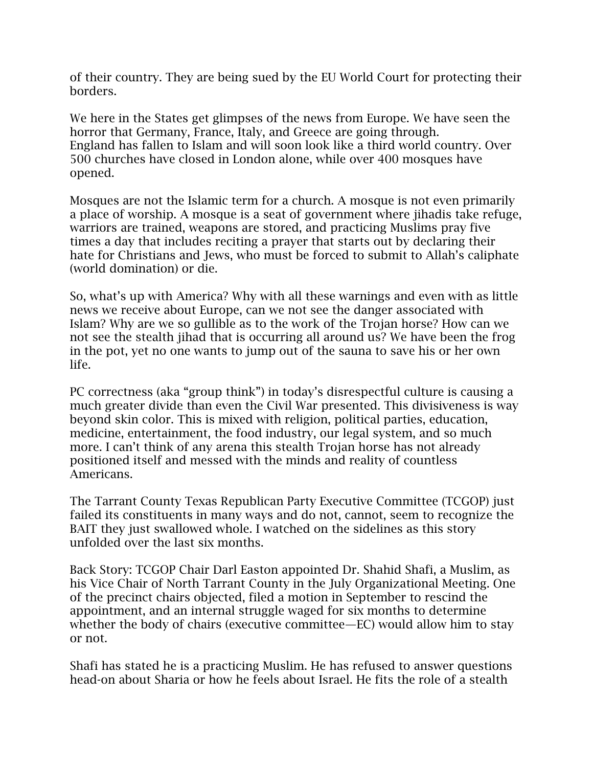of their country. They are being sued by the EU World Court for protecting their borders.

We here in the States get glimpses of the news from Europe. We have seen the horror that Germany, France, Italy, and Greece are going through. England has fallen to Islam and will soon look like a third world country. Over 500 churches have closed in London alone, while over 400 mosques have opened.

Mosques are not the Islamic term for a church. A mosque is not even primarily a place of worship. A mosque is a seat of government where jihadis take refuge, warriors are trained, weapons are stored, and practicing Muslims pray five times a day that includes reciting a prayer that starts out by declaring their hate for Christians and Jews, who must be forced to submit to Allah's caliphate (world domination) or die.

So, what's up with America? Why with all these warnings and even with as little news we receive about Europe, can we not see the danger associated with Islam? Why are we so gullible as to the work of the Trojan horse? How can we not see the stealth jihad that is occurring all around us? We have been the frog in the pot, yet no one wants to jump out of the sauna to save his or her own life.

PC correctness (aka "group think") in today's disrespectful culture is causing a much greater divide than even the Civil War presented. This divisiveness is way beyond skin color. This is mixed with religion, political parties, education, medicine, entertainment, the food industry, our legal system, and so much more. I can't think of any arena this stealth Trojan horse has not already positioned itself and messed with the minds and reality of countless Americans.

The Tarrant County Texas Republican Party Executive Committee (TCGOP) just failed its constituents in many ways and do not, cannot, seem to recognize the BAIT they just swallowed whole. I watched on the sidelines as this story unfolded over the last six months.

Back Story: TCGOP Chair Darl Easton appointed Dr. Shahid Shafi, a Muslim, as his Vice Chair of North Tarrant County in the July Organizational Meeting. One of the precinct chairs objected, filed a motion in September to rescind the appointment, and an internal struggle waged for six months to determine whether the body of chairs (executive committee—EC) would allow him to stay or not.

Shafi has stated he is a practicing Muslim. He has refused to answer questions head-on about Sharia or how he feels about Israel. He fits the role of a stealth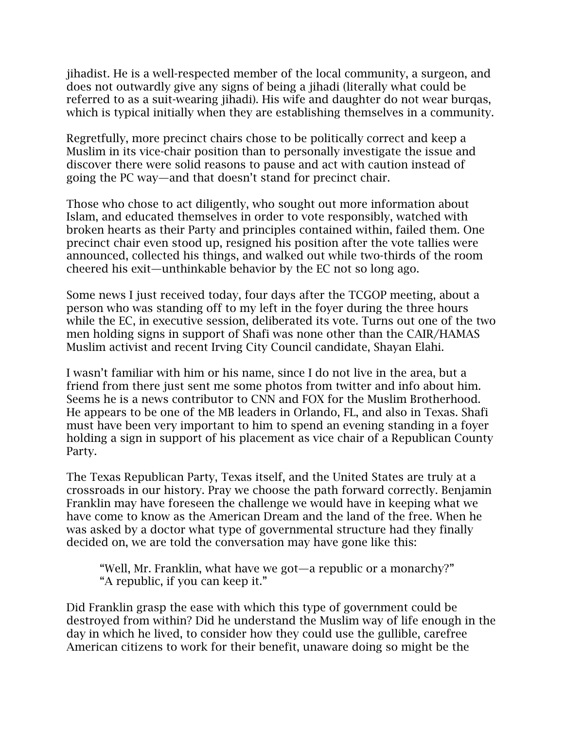jihadist. He is a well-respected member of the local community, a surgeon, and does not outwardly give any signs of being a jihadi (literally what could be referred to as a suit-wearing jihadi). His wife and daughter do not wear burqas, which is typical initially when they are establishing themselves in a community.

Regretfully, more precinct chairs chose to be politically correct and keep a Muslim in its vice-chair position than to personally investigate the issue and discover there were solid reasons to pause and act with caution instead of going the PC way—and that doesn't stand for precinct chair.

Those who chose to act diligently, who sought out more information about Islam, and educated themselves in order to vote responsibly, watched with broken hearts as their Party and principles contained within, failed them. One precinct chair even stood up, resigned his position after the vote tallies were announced, collected his things, and walked out while two-thirds of the room cheered his exit—unthinkable behavior by the EC not so long ago.

Some news I just received today, four days after the TCGOP meeting, about a person who was standing off to my left in the foyer during the three hours while the EC, in executive session, deliberated its vote. Turns out one of the two men holding signs in support of Shafi was none other than the CAIR/HAMAS Muslim activist and recent Irving City Council candidate, Shayan Elahi.

I wasn't familiar with him or his name, since I do not live in the area, but a friend from there just sent me some photos from twitter and info about him. Seems he is a news contributor to CNN and FOX for the Muslim Brotherhood. He appears to be one of the MB leaders in Orlando, FL, and also in Texas. Shafi must have been very important to him to spend an evening standing in a foyer holding a sign in support of his placement as vice chair of a Republican County Party.

The Texas Republican Party, Texas itself, and the United States are truly at a crossroads in our history. Pray we choose the path forward correctly. Benjamin Franklin may have foreseen the challenge we would have in keeping what we have come to know as the American Dream and the land of the free. When he was asked by a doctor what type of governmental structure had they finally decided on, we are told the conversation may have gone like this:

> "Well, Mr. Franklin, what have we got—a republic or a monarchy?"
> "A republic, if you can keep it."

Did Franklin grasp the ease with which this type of government could be destroyed from within? Did he understand the Muslim way of life enough in the day in which he lived, to consider how they could use the gullible, carefree American citizens to work for their benefit, unaware doing so might be the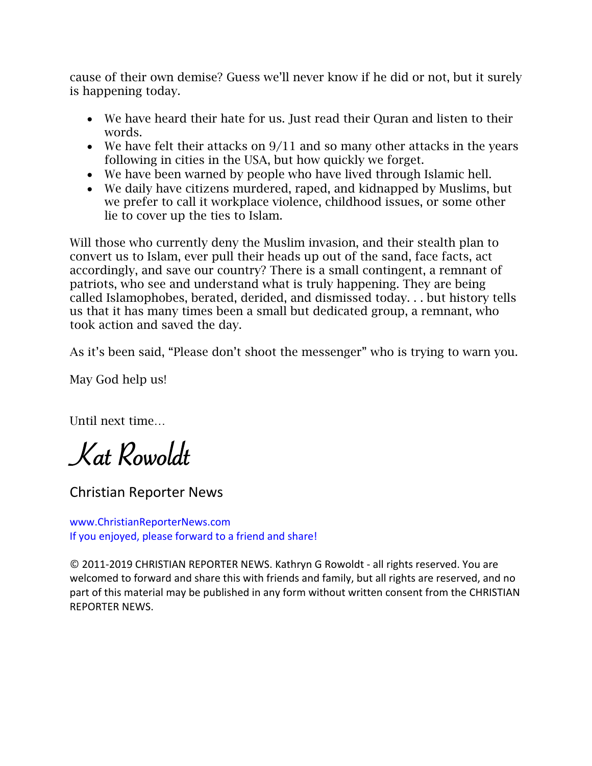cause of their own demise? Guess we'll never know if he did or not, but it surely is happening today.

- We have heard their hate for us. Just read their Quran and listen to their words.
- We have felt their attacks on 9/11 and so many other attacks in the years following in cities in the USA, but how quickly we forget.
- We have been warned by people who have lived through Islamic hell.
- We daily have citizens murdered, raped, and kidnapped by Muslims, but we prefer to call it workplace violence, childhood issues, or some other lie to cover up the ties to Islam.

Will those who currently deny the Muslim invasion, and their stealth plan to convert us to Islam, ever pull their heads up out of the sand, face facts, act accordingly, and save our country? There is a small contingent, a remnant of patriots, who see and understand what is truly happening. They are being called Islamophobes, berated, derided, and dismissed today. . . but history tells us that it has many times been a small but dedicated group, a remnant, who took action and saved the day.

As it's been said, "Please don't shoot the messenger" who is trying to warn you.

May God help us!

Until next time…

Kat Rowoldt

Christian Reporter News

www.ChristianReporterNews.com
If you enjoyed, please forward to a friend and share!

© 2011-2019 CHRISTIAN REPORTER NEWS. Kathryn G Rowoldt - all rights reserved. You are welcomed to forward and share this with friends and family, but all rights are reserved, and no part of this material may be published in any form without written consent from the CHRISTIAN REPORTER NEWS.